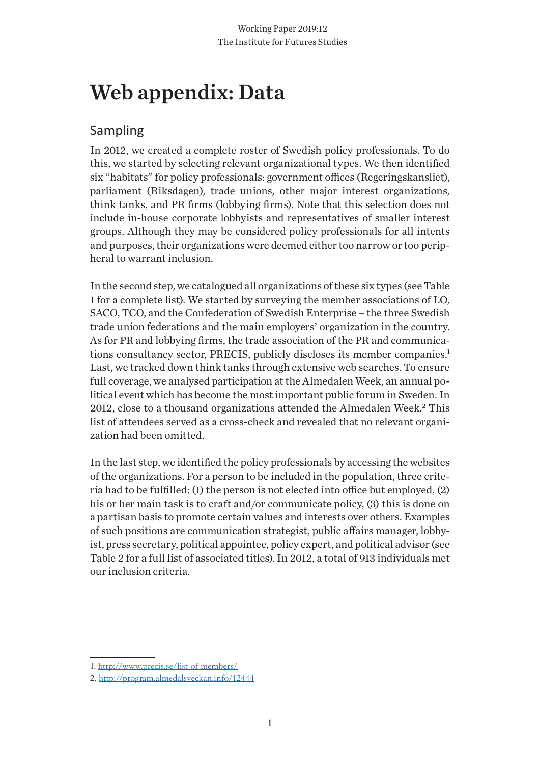# Web appendix: Data

## Sampling

In 2012, we created a complete roster of Swedish policy professionals. To do this, we started by selecting relevant organizational types. We then identified six "habitats" for policy professionals: government offices (Regeringskansliet), parliament (Riksdagen), trade unions, other major interest organizations, think tanks, and PR firms (lobbying firms). Note that this selection does not include in-house corporate lobbyists and representatives of smaller interest groups. Although they may be considered policy professionals for all intents and purposes, their organizations were deemed either too narrow or too peripheral to warrant inclusion.

In the second step, we catalogued all organizations of these six types (see Table 1 for a complete list). We started by surveying the member associations of LO, SACO, TCO, and the Confederation of Swedish Enterprise – the three Swedish trade union federations and the main employers' organization in the country. As for PR and lobbying firms, the trade association of the PR and communications consultancy sector, PRECIS, publicly discloses its member companies.[1] Last, we tracked down think tanks through extensive web searches. To ensure full coverage, we analysed participation at the Almedalen Week, an annual political event which has become the most important public forum in Sweden. In 2012, close to a thousand organizations attended the Almedalen Week.[2] This list of attendees served as a cross-check and revealed that no relevant organization had been omitted.

In the last step, we identified the policy professionals by accessing the websites of the organizations. For a person to be included in the population, three criteria had to be fulfilled: (1) the person is not elected into office but employed, (2) his or her main task is to craft and/or communicate policy, (3) this is done on a partisan basis to promote certain values and interests over others. Examples of such positions are communication strategist, public affairs manager, lobbyist, press secretary, political appointee, policy expert, and political advisor (see Table 2 for a full list of associated titles). In 2012, a total of 913 individuals met our inclusion criteria.

---

1. http://www.precis.se/list-of-members/
2. http://program.almedalsveckan.info/12444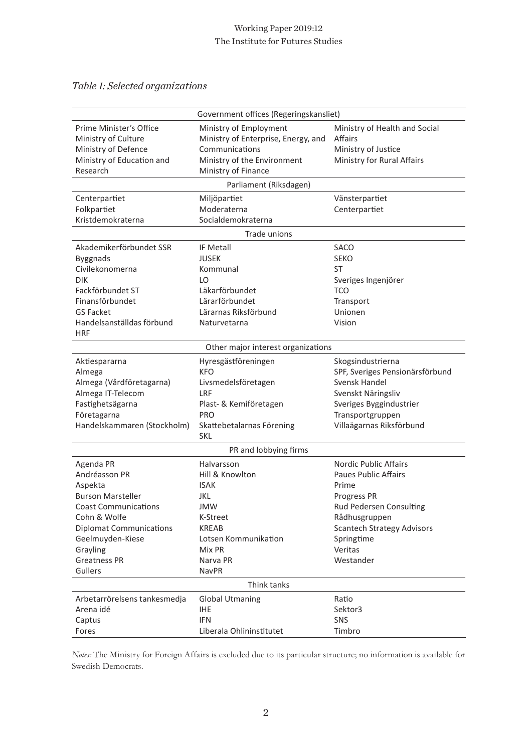*Table 1: Selected organizations*

| | | |
|---|---|---|
| **Government offices (Regeringskansliet)** | | |
| Prime Minister's Office | Ministry of Employment | Ministry of Health and Social Affairs |
| Ministry of Culture | Ministry of Enterprise, Energy, and Communications | Ministry of Justice |
| Ministry of Defence | Ministry of the Environment | Ministry for Rural Affairs |
| Ministry of Education and Research | Ministry of Finance | |
| **Parliament (Riksdagen)** | | |
| Centerpartiet | Miljöpartiet | Vänsterpartiet |
| Folkpartiet | Moderaterna | Centerpartiet |
| Kristdemokraterna | Socialdemokraterna | |
| **Trade unions** | | |
| Akademikerförbundet SSR | IF Metall | SACO |
| Byggnads | JUSEK | SEKO |
| Civilekonomerna | Kommunal | ST |
| DIK | LO | Sveriges Ingenjörer |
| Fackförbundet ST | Läkarförbundet | TCO |
| Finansförbundet | Lärarförbundet | Transport |
| GS Facket | Lärarnas Riksförbund | Unionen |
| Handelsanställdas förbund HRF | Naturvetarna | Vision |
| **Other major interest organizations** | | |
| Aktiespararna | Hyresgästföreningen | Skogsindustrierna |
| Almega | KFO | SPF, Sveriges Pensionärsförbund |
| Almega (Vårdföretagarna) | Livsmedelsföretagen | Svensk Handel |
| Almega IT-Telecom | LRF | Svenskt Näringsliv |
| Fastighetsägarna | Plast- & Kemiföretagen | Sveriges Byggindustrier |
| Företagarna | PRO | Transportgruppen |
| Handelskammaren (Stockholm) | Skattebetalarnas Förening SKL | Villaägarnas Riksförbund |
| **PR and lobbying firms** | | |
| Agenda PR | Halvarsson | Nordic Public Affairs |
| Andréasson PR | Hill & Knowlton | Paues Public Affairs |
| Aspekta | ISAK | Prime |
| Burson Marsteller | JKL | Progress PR |
| Coast Communications | JMW | Rud Pedersen Consulting |
| Cohn & Wolfe | K-Street | Rådhusgruppen |
| Diplomat Communications | KREAB | Scantech Strategy Advisors |
| Geelmuyden-Kiese | Lotsen Kommunikation | Springtime |
| Grayling | Mix PR | Veritas |
| Greatness PR | Narva PR | Westander |
| Gullers | NavPR | |
| **Think tanks** | | |
| Arbetarrörelsens tankesmedja | Global Utmaning | Ratio |
| Arena idé | IHE | Sektor3 |
| Captus | IFN | SNS |
| Fores | Liberala Ohlininstitutet | Timbro |

*Notes:* The Ministry for Foreign Affairs is excluded due to its particular structure; no information is available for Swedish Democrats.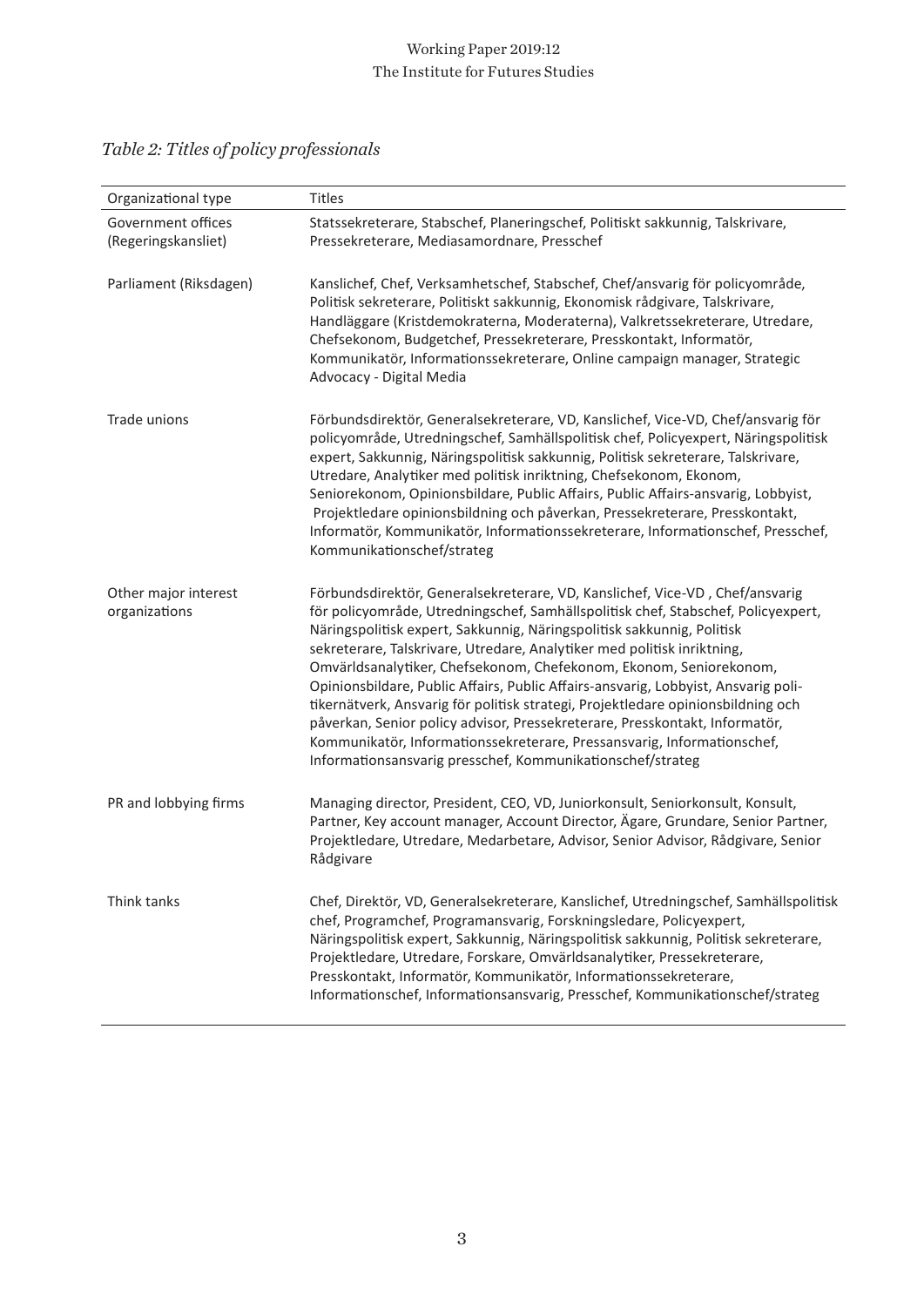*Table 2: Titles of policy professionals*

| Organizational type | Titles |
|---|---|
| Government offices (Regeringskansliet) | Statssekreterare, Stabschef, Planeringschef, Politiskt sakkunnig, Talskrivare, Pressekreterare, Mediasamordnare, Presschef |
| Parliament (Riksdagen) | Kanslichef, Chef, Verksamhetschef, Stabschef, Chef/ansvarig för policyområde, Politisk sekreterare, Politiskt sakkunnig, Ekonomisk rådgivare, Talskrivare, Handläggare (Kristdemokraterna, Moderaterna), Valkretssekreterare, Utredare, Chefsekonom, Budgetchef, Pressekreterare, Presskontakt, Informatör, Kommunikatör, Informationssekreterare, Online campaign manager, Strategic Advocacy - Digital Media |
| Trade unions | Förbundsdirektör, Generalsekreterare, VD, Kanslichef, Vice-VD, Chef/ansvarig för policyområde, Utredningschef, Samhällspolitisk chef, Policyexpert, Näringspolitisk expert, Sakkunnig, Näringspolitisk sakkunnig, Politisk sekreterare, Talskrivare, Utredare, Analytiker med politisk inriktning, Chefsekonom, Ekonom, Seniorekonom, Opinionsbildare, Public Affairs, Public Affairs-ansvarig, Lobbyist, Projektledare opinionsbildning och påverkan, Pressekreterare, Presskontakt, Informatör, Kommunikatör, Informationssekreterare, Informationschef, Presschef, Kommunikationschef/strateg |
| Other major interest organizations | Förbundsdirektör, Generalsekreterare, VD, Kanslichef, Vice-VD , Chef/ansvarig för policyområde, Utredningschef, Samhällspolitisk chef, Stabschef, Policyexpert, Näringspolitisk expert, Sakkunnig, Näringspolitisk sakkunnig, Politisk sekreterare, Talskrivare, Utredare, Analytiker med politisk inriktning, Omvärldsanalytiker, Chefsekonom, Chefekonom, Ekonom, Seniorekonom, Opinionsbildare, Public Affairs, Public Affairs-ansvarig, Lobbyist, Ansvarig politikernätverk, Ansvarig för politisk strategi, Projektledare opinionsbildning och påverkan, Senior policy advisor, Pressekreterare, Presskontakt, Informatör, Kommunikatör, Informationssekreterare, Pressansvarig, Informationschef, Informationsansvarig presschef, Kommunikationschef/strateg |
| PR and lobbying firms | Managing director, President, CEO, VD, Juniorkonsult, Seniorkonsult, Konsult, Partner, Key account manager, Account Director, Ägare, Grundare, Senior Partner, Projektledare, Utredare, Medarbetare, Advisor, Senior Advisor, Rådgivare, Senior Rådgivare |
| Think tanks | Chef, Direktör, VD, Generalsekreterare, Kanslichef, Utredningschef, Samhällspolitisk chef, Programchef, Programansvarig, Forskningsledare, Policyexpert, Näringspolitisk expert, Sakkunnig, Näringspolitisk sakkunnig, Politisk sekreterare, Projektledare, Utredare, Forskare, Omvärldsanalytiker, Pressekreterare, Presskontakt, Informatör, Kommunikatör, Informationssekreterare, Informationschef, Informationsansvarig, Presschef, Kommunikationschef/strateg |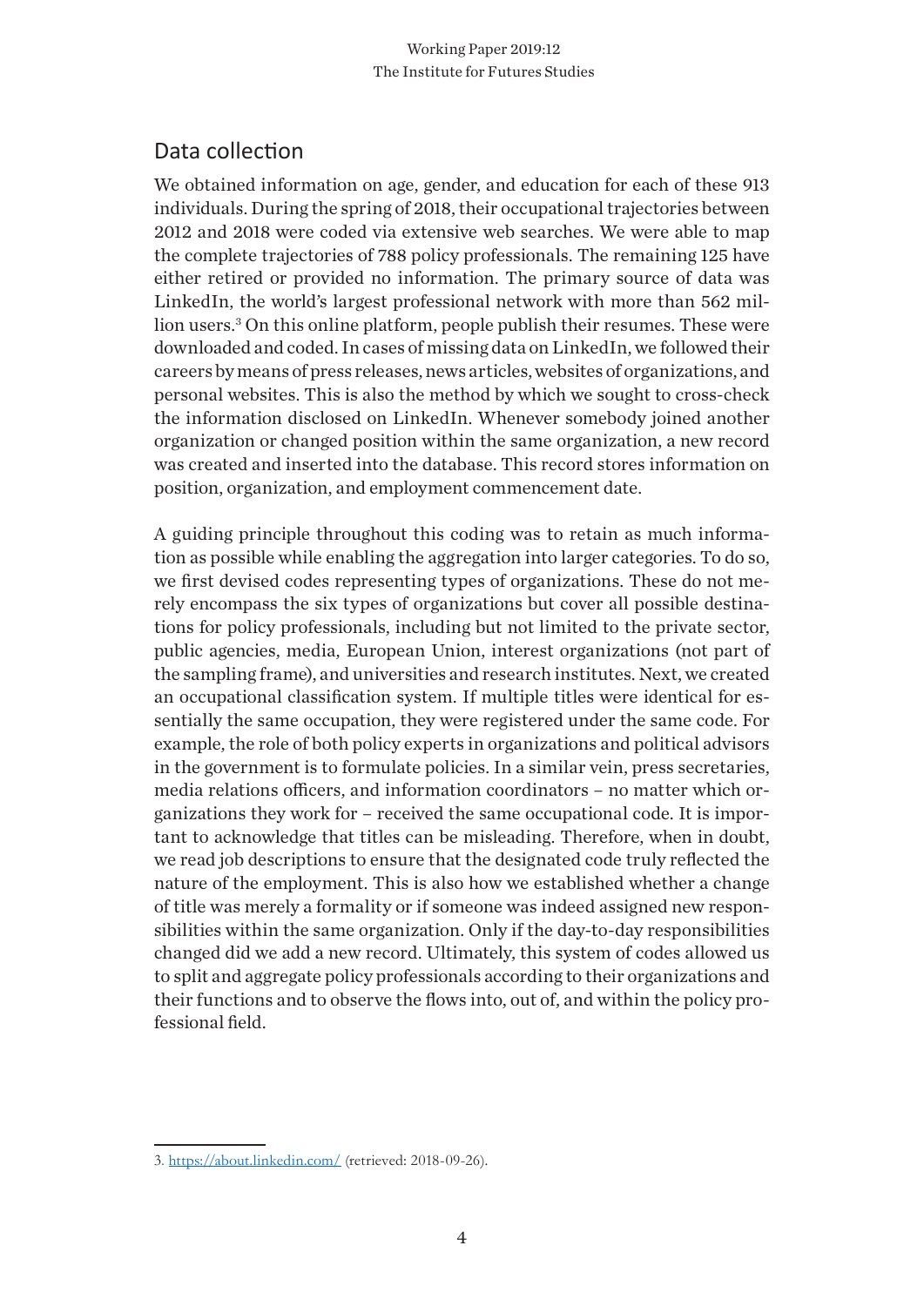## Data collection

We obtained information on age, gender, and education for each of these 913 individuals. During the spring of 2018, their occupational trajectories between 2012 and 2018 were coded via extensive web searches. We were able to map the complete trajectories of 788 policy professionals. The remaining 125 have either retired or provided no information. The primary source of data was LinkedIn, the world's largest professional network with more than 562 million users.[3] On this online platform, people publish their resumes. These were downloaded and coded. In cases of missing data on LinkedIn, we followed their careers by means of press releases, news articles, websites of organizations, and personal websites. This is also the method by which we sought to cross-check the information disclosed on LinkedIn. Whenever somebody joined another organization or changed position within the same organization, a new record was created and inserted into the database. This record stores information on position, organization, and employment commencement date.

A guiding principle throughout this coding was to retain as much information as possible while enabling the aggregation into larger categories. To do so, we first devised codes representing types of organizations. These do not merely encompass the six types of organizations but cover all possible destinations for policy professionals, including but not limited to the private sector, public agencies, media, European Union, interest organizations (not part of the sampling frame), and universities and research institutes. Next, we created an occupational classification system. If multiple titles were identical for essentially the same occupation, they were registered under the same code. For example, the role of both policy experts in organizations and political advisors in the government is to formulate policies. In a similar vein, press secretaries, media relations officers, and information coordinators – no matter which organizations they work for – received the same occupational code. It is important to acknowledge that titles can be misleading. Therefore, when in doubt, we read job descriptions to ensure that the designated code truly reflected the nature of the employment. This is also how we established whether a change of title was merely a formality or if someone was indeed assigned new responsibilities within the same organization. Only if the day-to-day responsibilities changed did we add a new record. Ultimately, this system of codes allowed us to split and aggregate policy professionals according to their organizations and their functions and to observe the flows into, out of, and within the policy professional field.

3. https://about.linkedin.com/ (retrieved: 2018-09-26).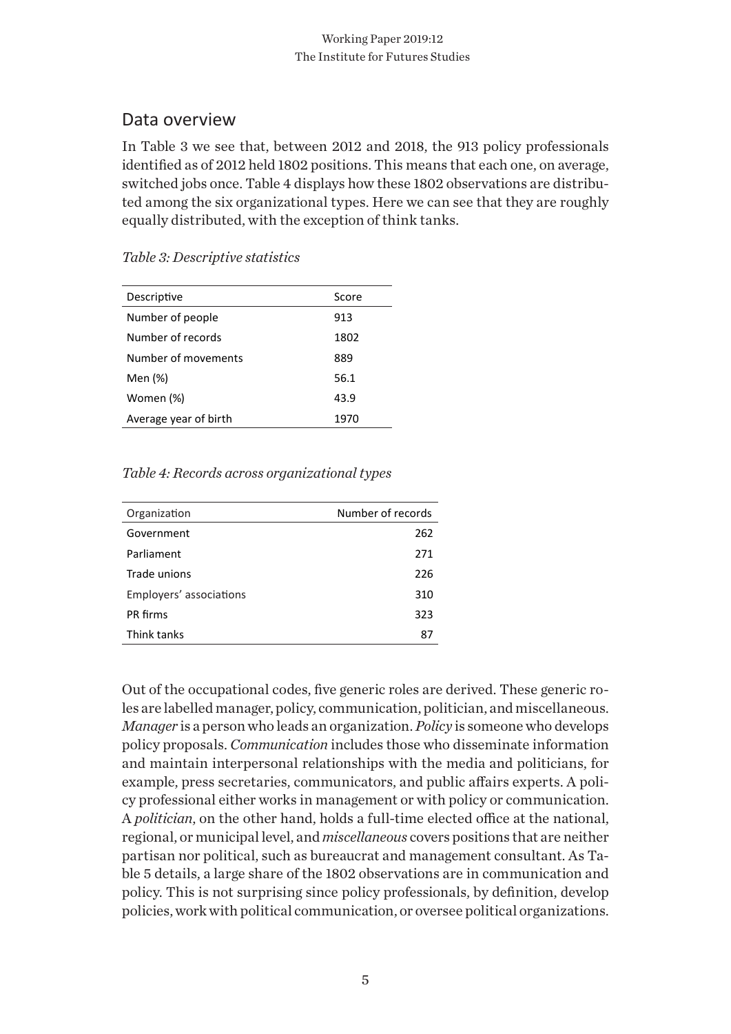## Data overview

In Table 3 we see that, between 2012 and 2018, the 913 policy professionals identified as of 2012 held 1802 positions. This means that each one, on average, switched jobs once. Table 4 displays how these 1802 observations are distributed among the six organizational types. Here we can see that they are roughly equally distributed, with the exception of think tanks.

*Table 3: Descriptive statistics*

| Descriptive | Score |
|---|---|
| Number of people | 913 |
| Number of records | 1802 |
| Number of movements | 889 |
| Men (%) | 56.1 |
| Women (%) | 43.9 |
| Average year of birth | 1970 |

*Table 4: Records across organizational types*

| Organization | Number of records |
|---|---:|
| Government | 262 |
| Parliament | 271 |
| Trade unions | 226 |
| Employers' associations | 310 |
| PR firms | 323 |
| Think tanks | 87 |

Out of the occupational codes, five generic roles are derived. These generic roles are labelled manager, policy, communication, politician, and miscellaneous. *Manager* is a person who leads an organization. *Policy* is someone who develops policy proposals. *Communication* includes those who disseminate information and maintain interpersonal relationships with the media and politicians, for example, press secretaries, communicators, and public affairs experts. A policy professional either works in management or with policy or communication. A *politician*, on the other hand, holds a full-time elected office at the national, regional, or municipal level, and *miscellaneous* covers positions that are neither partisan nor political, such as bureaucrat and management consultant. As Table 5 details, a large share of the 1802 observations are in communication and policy. This is not surprising since policy professionals, by definition, develop policies, work with political communication, or oversee political organizations.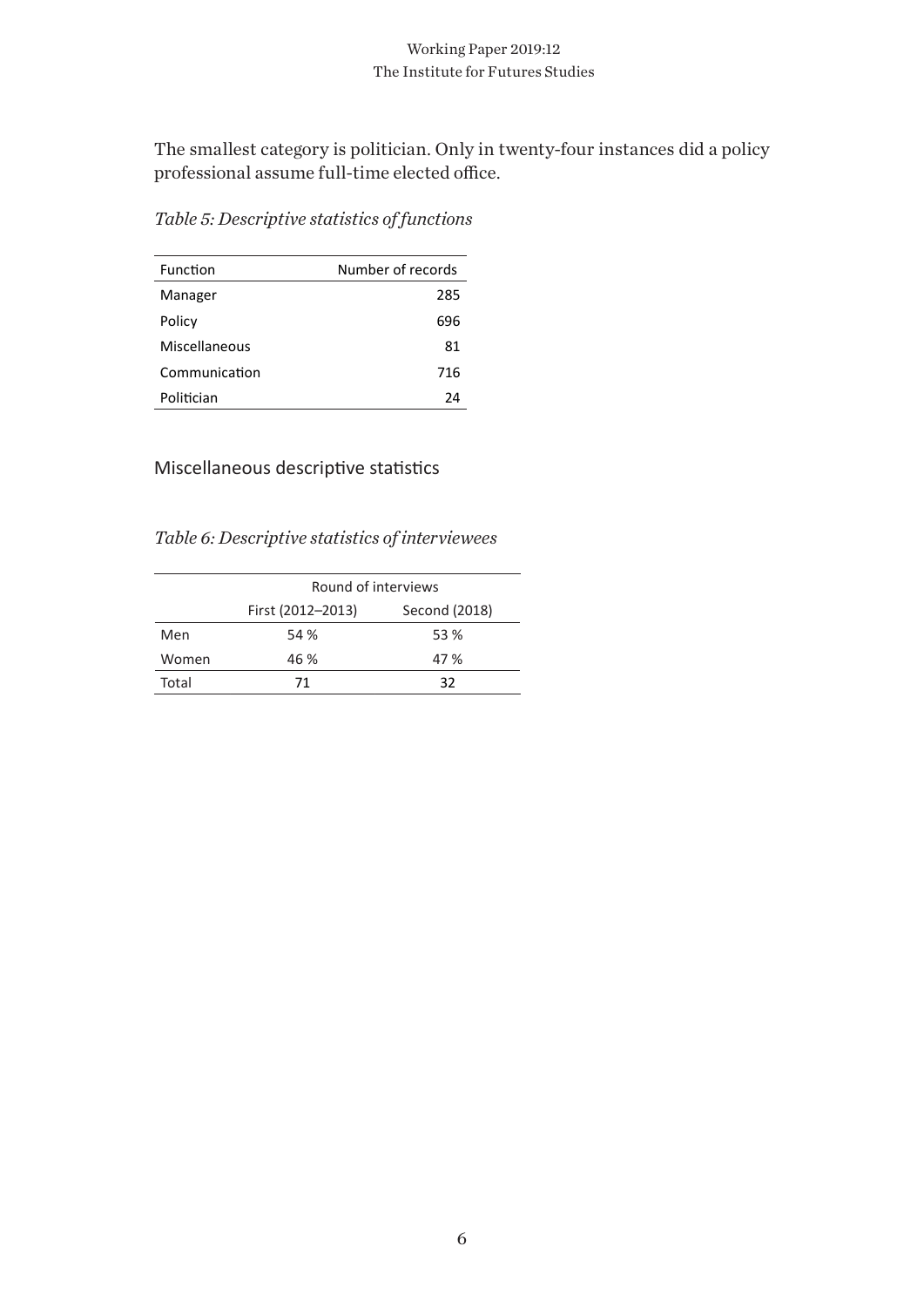The smallest category is politician. Only in twenty-four instances did a policy professional assume full-time elected office.

*Table 5: Descriptive statistics of functions*

| Function | Number of records |
|---|---|
| Manager | 285 |
| Policy | 696 |
| Miscellaneous | 81 |
| Communication | 716 |
| Politician | 24 |

## Miscellaneous descriptive statistics

*Table 6: Descriptive statistics of interviewees*

| | Round of interviews | |
|---|---|---|
| | First (2012–2013) | Second (2018) |
| Men | 54 % | 53 % |
| Women | 46 % | 47 % |
| Total | 71 | 32 |